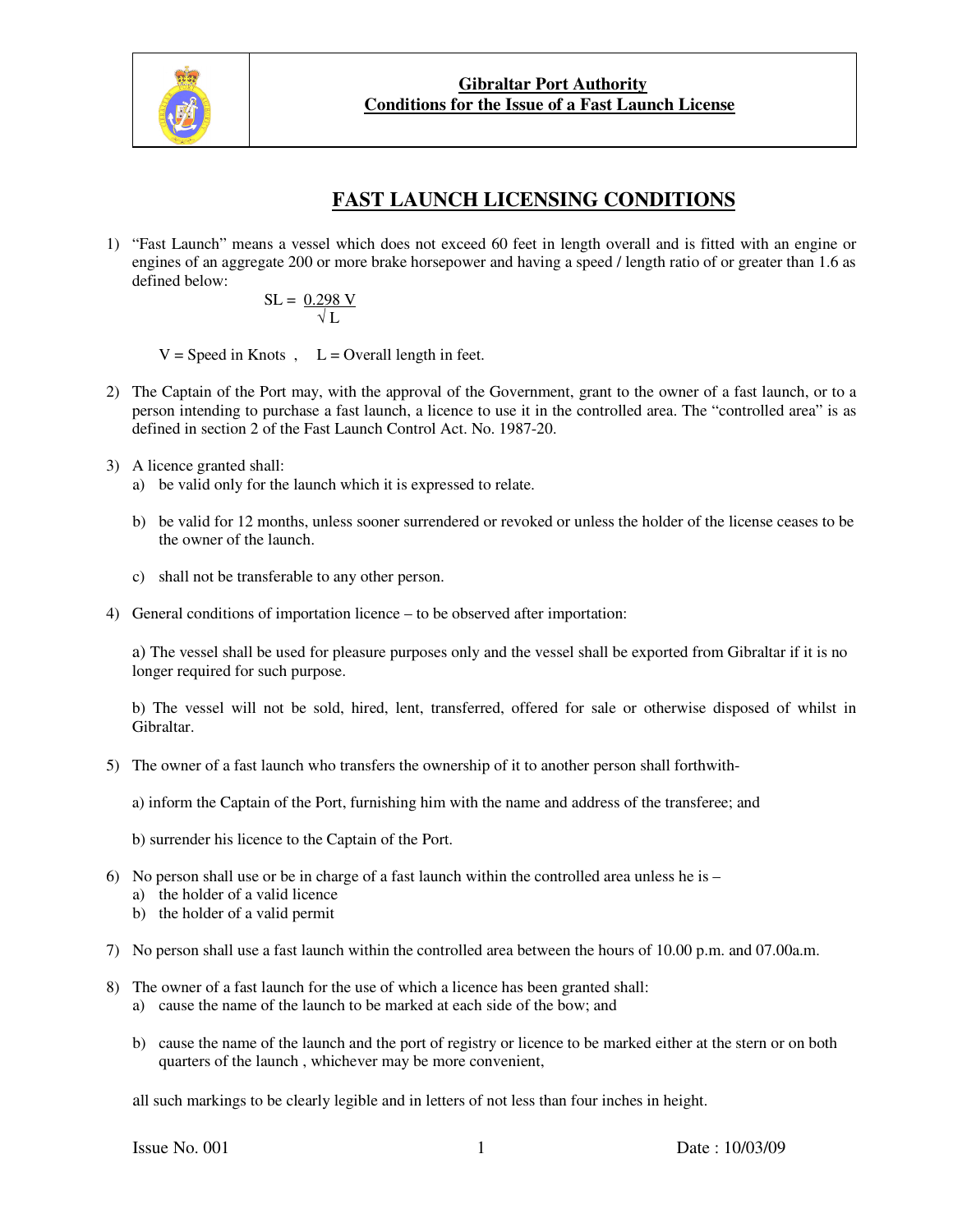**Gibraltar Port Authority**
**Conditions for the Issue of a Fast Launch License**

# FAST LAUNCH LICENSING CONDITIONS

1) "Fast Launch" means a vessel which does not exceed 60 feet in length overall and is fitted with an engine or engines of an aggregate 200 or more brake horsepower and having a speed / length ratio of or greater than 1.6 as defined below:

$$SL = \frac{0.298\,V}{\sqrt{L}}$$

V = Speed in Knots , L = Overall length in feet.

2) The Captain of the Port may, with the approval of the Government, grant to the owner of a fast launch, or to a person intending to purchase a fast launch, a licence to use it in the controlled area. The "controlled area" is as defined in section 2 of the Fast Launch Control Act. No. 1987-20.

3) A licence granted shall:
   a) be valid only for the launch which it is expressed to relate.

   b) be valid for 12 months, unless sooner surrendered or revoked or unless the holder of the license ceases to be the owner of the launch.

   c) shall not be transferable to any other person.

4) General conditions of importation licence – to be observed after importation:

   a) The vessel shall be used for pleasure purposes only and the vessel shall be exported from Gibraltar if it is no longer required for such purpose.

   b) The vessel will not be sold, hired, lent, transferred, offered for sale or otherwise disposed of whilst in Gibraltar.

5) The owner of a fast launch who transfers the ownership of it to another person shall forthwith-

   a) inform the Captain of the Port, furnishing him with the name and address of the transferee; and

   b) surrender his licence to the Captain of the Port.

6) No person shall use or be in charge of a fast launch within the controlled area unless he is –
   a) the holder of a valid licence
   b) the holder of a valid permit

7) No person shall use a fast launch within the controlled area between the hours of 10.00 p.m. and 07.00a.m.

8) The owner of a fast launch for the use of which a licence has been granted shall:
   a) cause the name of the launch to be marked at each side of the bow; and

   b) cause the name of the launch and the port of registry or licence to be marked either at the stern or on both quarters of the launch , whichever may be more convenient,

   all such markings to be clearly legible and in letters of not less than four inches in height.

Issue No. 001 Date : 10/03/09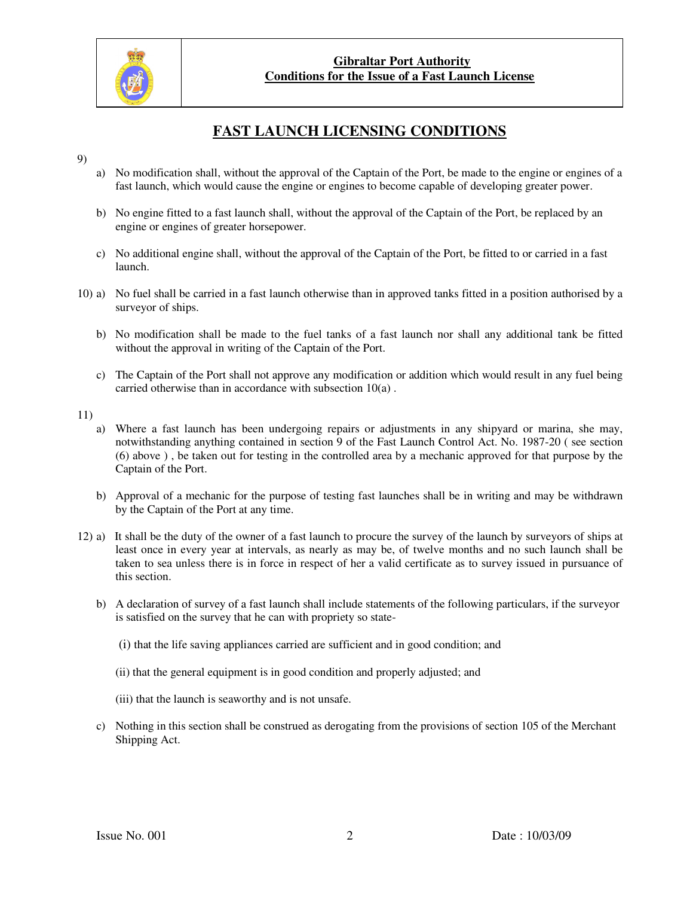# FAST LAUNCH LICENSING CONDITIONS

9)

a) No modification shall, without the approval of the Captain of the Port, be made to the engine or engines of a fast launch, which would cause the engine or engines to become capable of developing greater power.

b) No engine fitted to a fast launch shall, without the approval of the Captain of the Port, be replaced by an engine or engines of greater horsepower.

c) No additional engine shall, without the approval of the Captain of the Port, be fitted to or carried in a fast launch.

10) a) No fuel shall be carried in a fast launch otherwise than in approved tanks fitted in a position authorised by a surveyor of ships.

b) No modification shall be made to the fuel tanks of a fast launch nor shall any additional tank be fitted without the approval in writing of the Captain of the Port.

c) The Captain of the Port shall not approve any modification or addition which would result in any fuel being carried otherwise than in accordance with subsection 10(a) .

11)

a) Where a fast launch has been undergoing repairs or adjustments in any shipyard or marina, she may, notwithstanding anything contained in section 9 of the Fast Launch Control Act. No. 1987-20 ( see section (6) above ) , be taken out for testing in the controlled area by a mechanic approved for that purpose by the Captain of the Port.

b) Approval of a mechanic for the purpose of testing fast launches shall be in writing and may be withdrawn by the Captain of the Port at any time.

12) a) It shall be the duty of the owner of a fast launch to procure the survey of the launch by surveyors of ships at least once in every year at intervals, as nearly as may be, of twelve months and no such launch shall be taken to sea unless there is in force in respect of her a valid certificate as to survey issued in pursuance of this section.

b) A declaration of survey of a fast launch shall include statements of the following particulars, if the surveyor is satisfied on the survey that he can with propriety so state-

(i) that the life saving appliances carried are sufficient and in good condition; and

(ii) that the general equipment is in good condition and properly adjusted; and

(iii) that the launch is seaworthy and is not unsafe.

c) Nothing in this section shall be construed as derogating from the provisions of section 105 of the Merchant Shipping Act.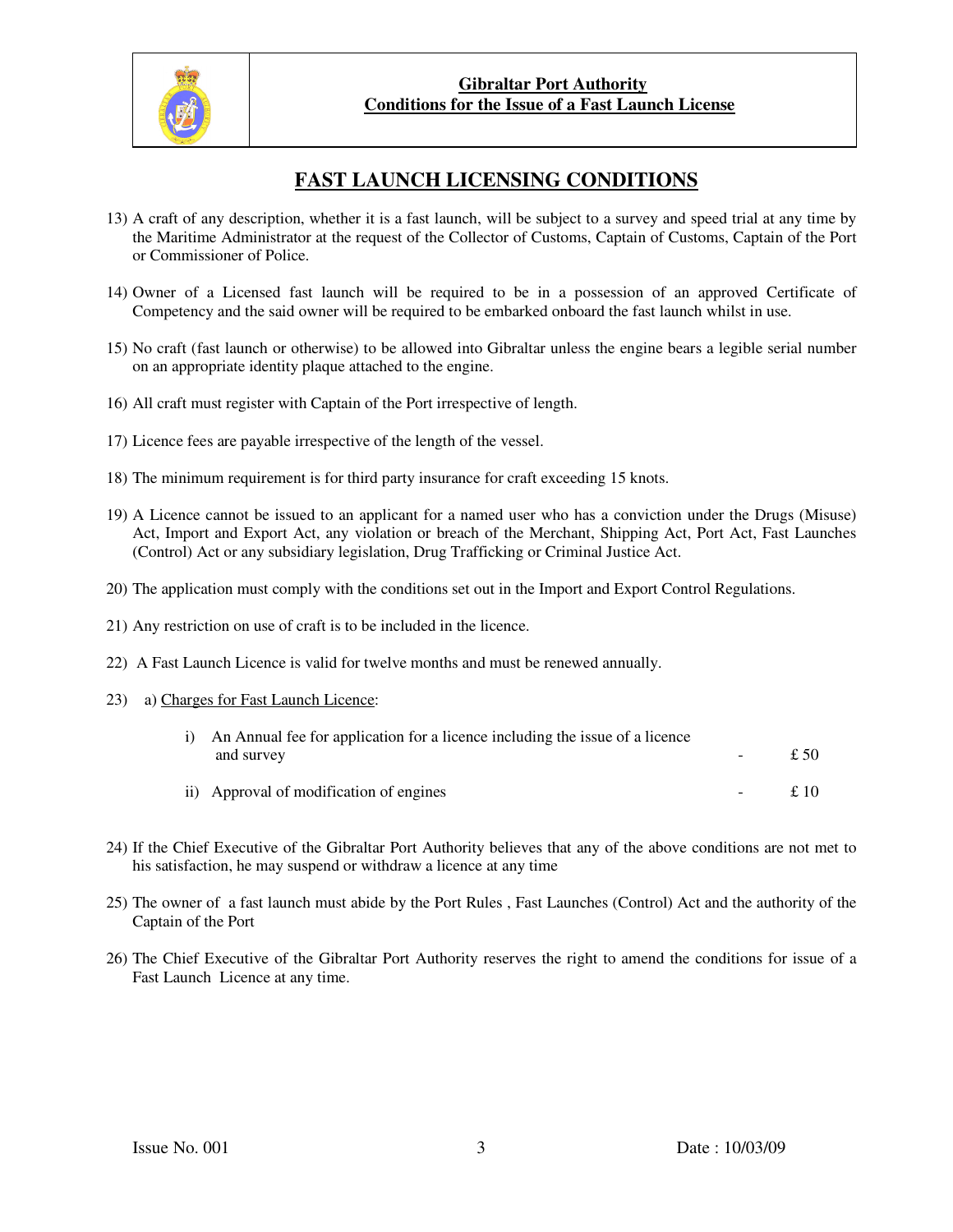**Gibraltar Port Authority**
**Conditions for the Issue of a Fast Launch License**

# FAST LAUNCH LICENSING CONDITIONS

13) A craft of any description, whether it is a fast launch, will be subject to a survey and speed trial at any time by the Maritime Administrator at the request of the Collector of Customs, Captain of Customs, Captain of the Port or Commissioner of Police.

14) Owner of a Licensed fast launch will be required to be in a possession of an approved Certificate of Competency and the said owner will be required to be embarked onboard the fast launch whilst in use.

15) No craft (fast launch or otherwise) to be allowed into Gibraltar unless the engine bears a legible serial number on an appropriate identity plaque attached to the engine.

16) All craft must register with Captain of the Port irrespective of length.

17) Licence fees are payable irrespective of the length of the vessel.

18) The minimum requirement is for third party insurance for craft exceeding 15 knots.

19) A Licence cannot be issued to an applicant for a named user who has a conviction under the Drugs (Misuse) Act, Import and Export Act, any violation or breach of the Merchant, Shipping Act, Port Act, Fast Launches (Control) Act or any subsidiary legislation, Drug Trafficking or Criminal Justice Act.

20) The application must comply with the conditions set out in the Import and Export Control Regulations.

21) Any restriction on use of craft is to be included in the licence.

22) A Fast Launch Licence is valid for twelve months and must be renewed annually.

23) a) Charges for Fast Launch Licence:

| | | |
|---|---|---|
| i) An Annual fee for application for a licence including the issue of a licence and survey | - | £ 50 |
| ii) Approval of modification of engines | - | £ 10 |

24) If the Chief Executive of the Gibraltar Port Authority believes that any of the above conditions are not met to his satisfaction, he may suspend or withdraw a licence at any time

25) The owner of a fast launch must abide by the Port Rules , Fast Launches (Control) Act and the authority of the Captain of the Port

26) The Chief Executive of the Gibraltar Port Authority reserves the right to amend the conditions for issue of a Fast Launch Licence at any time.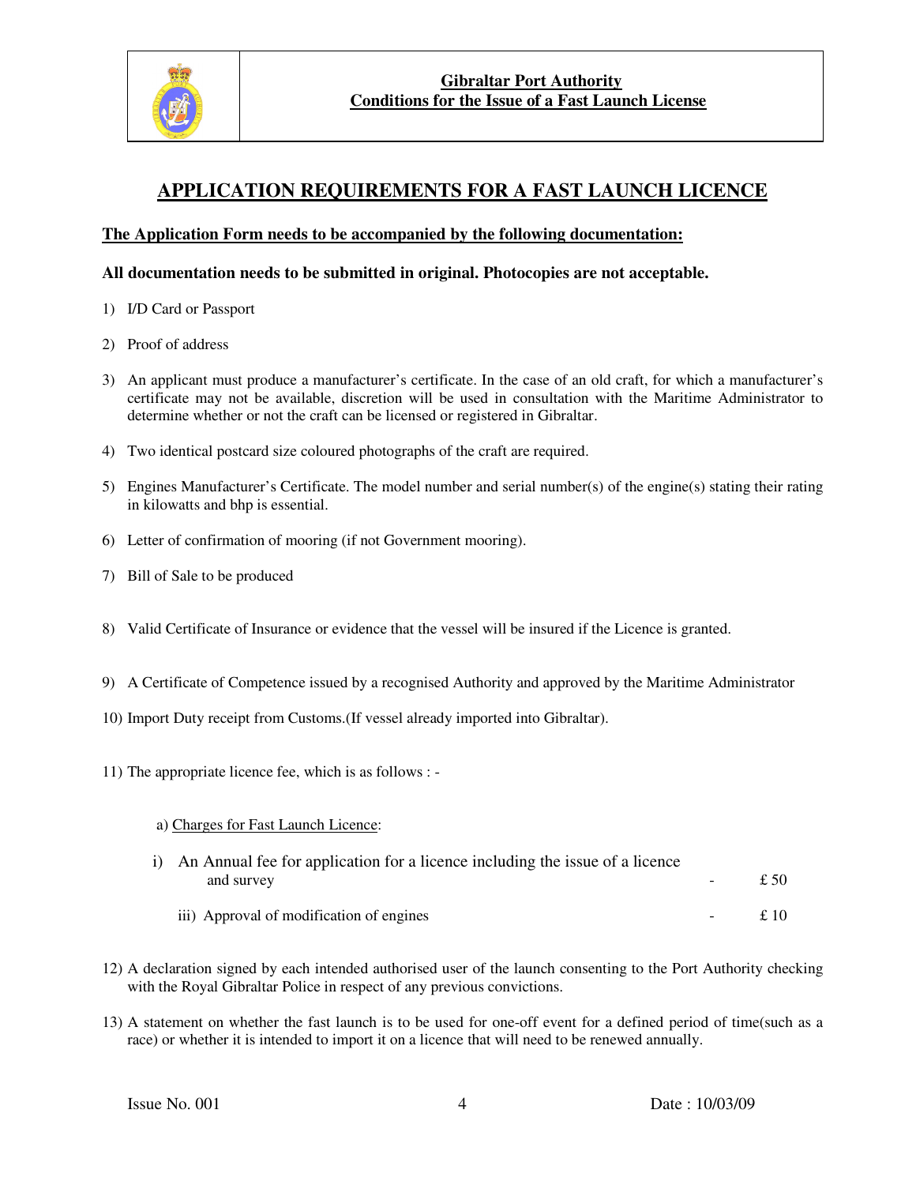## APPLICATION REQUIREMENTS FOR A FAST LAUNCH LICENCE

**The Application Form needs to be accompanied by the following documentation:**

**All documentation needs to be submitted in original. Photocopies are not acceptable.**

1) I/D Card or Passport

2) Proof of address

3) An applicant must produce a manufacturer's certificate. In the case of an old craft, for which a manufacturer's certificate may not be available, discretion will be used in consultation with the Maritime Administrator to determine whether or not the craft can be licensed or registered in Gibraltar.

4) Two identical postcard size coloured photographs of the craft are required.

5) Engines Manufacturer's Certificate. The model number and serial number(s) of the engine(s) stating their rating in kilowatts and bhp is essential.

6) Letter of confirmation of mooring (if not Government mooring).

7) Bill of Sale to be produced

8) Valid Certificate of Insurance or evidence that the vessel will be insured if the Licence is granted.

9) A Certificate of Competence issued by a recognised Authority and approved by the Maritime Administrator

10) Import Duty receipt from Customs.(If vessel already imported into Gibraltar).

11) The appropriate licence fee, which is as follows : -

    a) Charges for Fast Launch Licence:

    i) An Annual fee for application for a licence including the issue of a licence and survey - £ 50

    iii) Approval of modification of engines - £ 10

12) A declaration signed by each intended authorised user of the launch consenting to the Port Authority checking with the Royal Gibraltar Police in respect of any previous convictions.

13) A statement on whether the fast launch is to be used for one-off event for a defined period of time(such as a race) or whether it is intended to import it on a licence that will need to be renewed annually.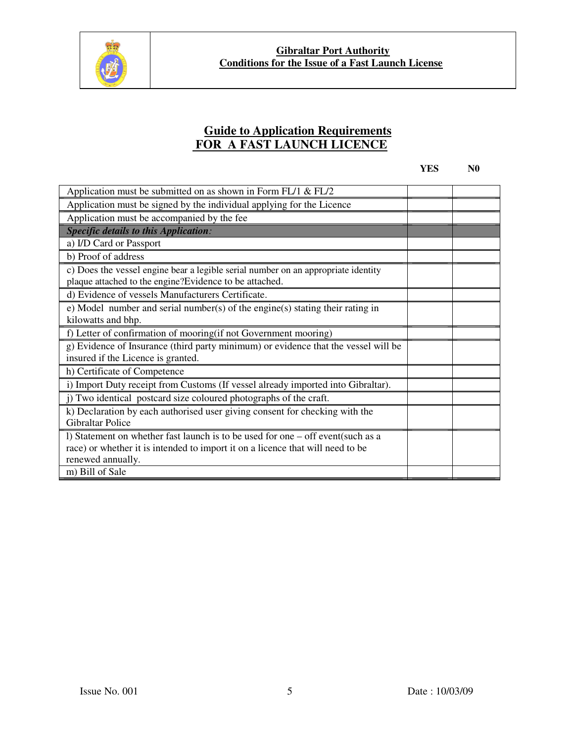**Gibraltar Port Authority**
**Conditions for the Issue of a Fast Launch License**

## Guide to Application Requirements FOR A FAST LAUNCH LICENCE

| | YES | N0 |
|---|---|---|
| Application must be submitted on as shown in Form FL/1 & FL/2 | | |
| Application must be signed by the individual applying for the Licence | | |
| Application must be accompanied by the fee | | |
| ***Specific details to this Application:*** | | |
| a) I/D Card or Passport | | |
| b) Proof of address | | |
| c) Does the vessel engine bear a legible serial number on an appropriate identity plaque attached to the engine?Evidence to be attached. | | |
| d) Evidence of vessels Manufacturers Certificate. | | |
| e) Model number and serial number(s) of the engine(s) stating their rating in kilowatts and bhp. | | |
| f) Letter of confirmation of mooring(if not Government mooring) | | |
| g) Evidence of Insurance (third party minimum) or evidence that the vessel will be insured if the Licence is granted. | | |
| h) Certificate of Competence | | |
| i) Import Duty receipt from Customs (If vessel already imported into Gibraltar). | | |
| j) Two identical postcard size coloured photographs of the craft. | | |
| k) Declaration by each authorised user giving consent for checking with the Gibraltar Police | | |
| l) Statement on whether fast launch is to be used for one – off event(such as a race) or whether it is intended to import it on a licence that will need to be renewed annually. | | |
| m) Bill of Sale | | |

Issue No. 001 Date : 10/03/09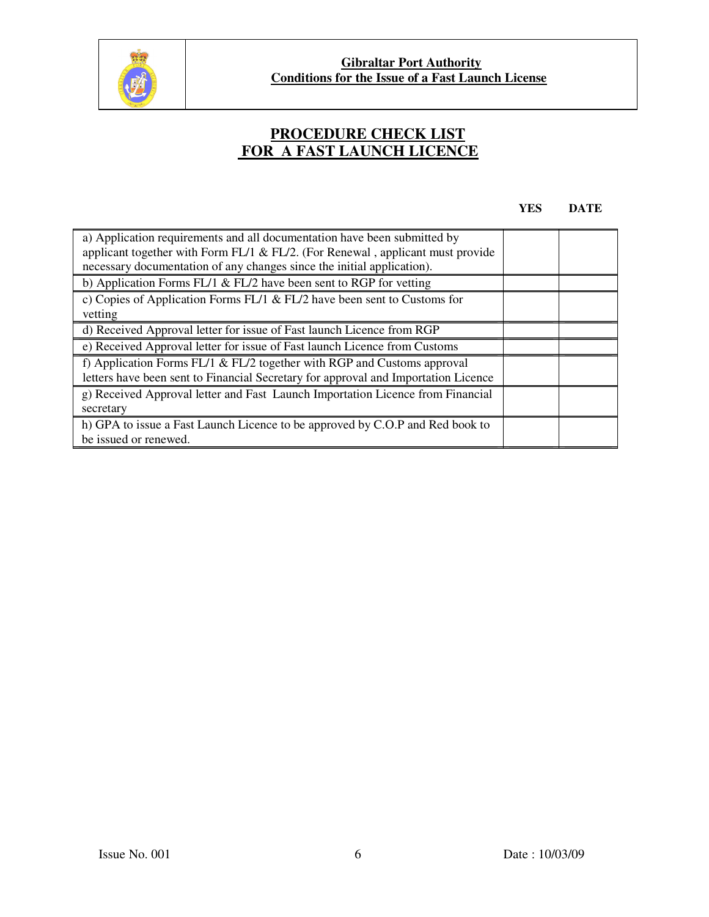# PROCEDURE CHECK LIST FOR A FAST LAUNCH LICENCE

| | YES | DATE |
|---|---|---|
| a) Application requirements and all documentation have been submitted by applicant together with Form FL/1 & FL/2. (For Renewal , applicant must provide necessary documentation of any changes since the initial application). | | |
| b) Application Forms FL/1 & FL/2 have been sent to RGP for vetting | | |
| c) Copies of Application Forms FL/1 & FL/2 have been sent to Customs for vetting | | |
| d) Received Approval letter for issue of Fast launch Licence from RGP | | |
| e) Received Approval letter for issue of Fast launch Licence from Customs | | |
| f) Application Forms FL/1 & FL/2 together with RGP and Customs approval letters have been sent to Financial Secretary for approval and Importation Licence | | |
| g) Received Approval letter and Fast Launch Importation Licence from Financial secretary | | |
| h) GPA to issue a Fast Launch Licence to be approved by C.O.P and Red book to be issued or renewed. | | |